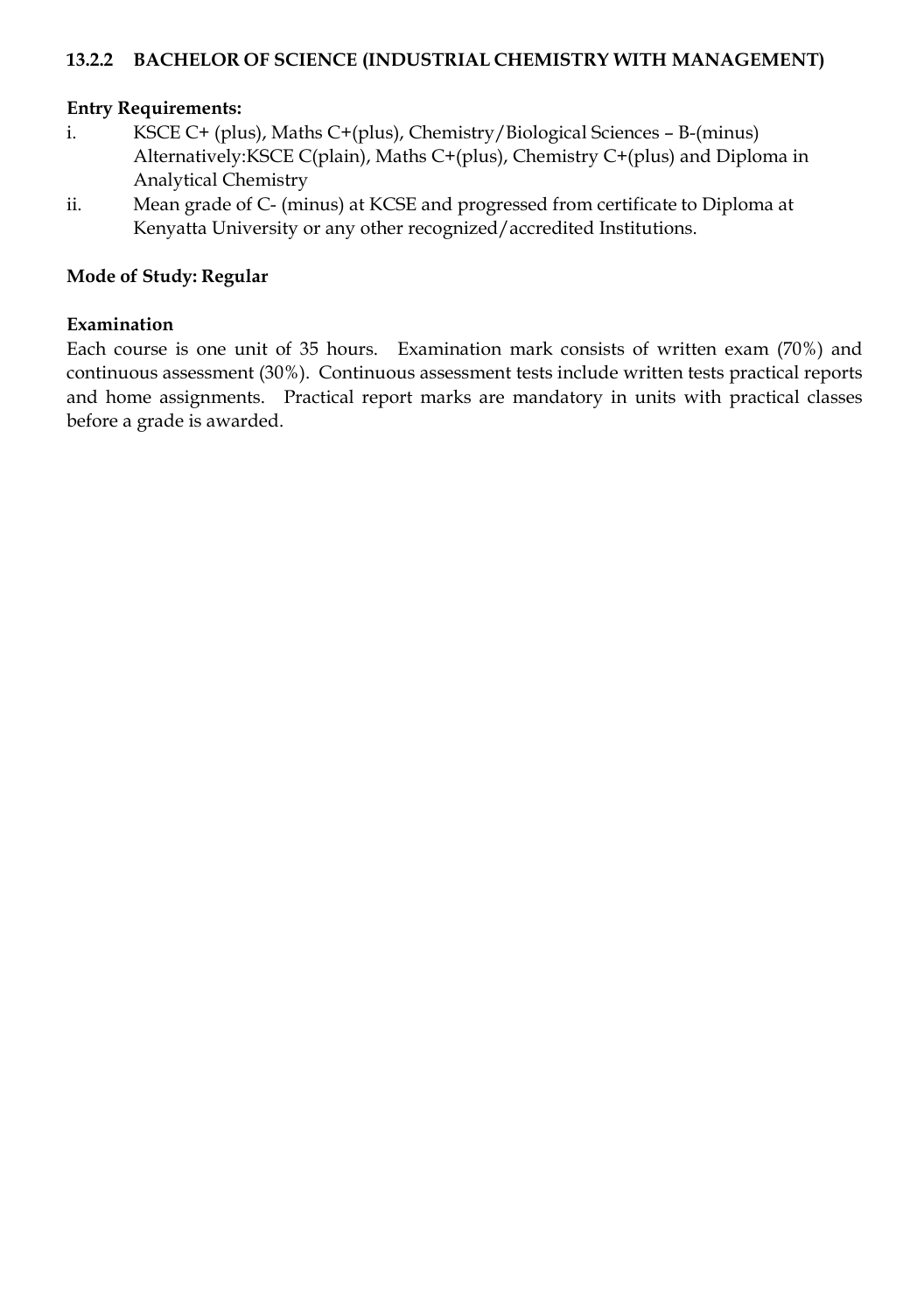### 13.2.2 BACHELOR OF SCIENCE (INDUSTRIAL CHEMISTRY WITH MANAGEMENT)

**Entry Requirements:**

i. KSCE C+ (plus), Maths C+(plus), Chemistry/Biological Sciences – B-(minus) Alternatively:KSCE C(plain), Maths C+(plus), Chemistry C+(plus) and Diploma in Analytical Chemistry

ii. Mean grade of C- (minus) at KCSE and progressed from certificate to Diploma at Kenyatta University or any other recognized/accredited Institutions.

**Mode of Study: Regular**

**Examination**

Each course is one unit of 35 hours. Examination mark consists of written exam (70%) and continuous assessment (30%). Continuous assessment tests include written tests practical reports and home assignments. Practical report marks are mandatory in units with practical classes before a grade is awarded.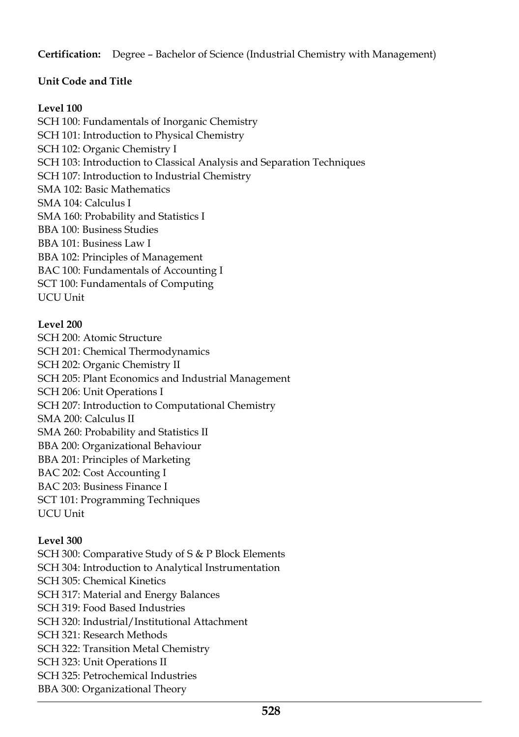**Certification:** Degree – Bachelor of Science (Industrial Chemistry with Management)

**Unit Code and Title**

**Level 100**

SCH 100: Fundamentals of Inorganic Chemistry
SCH 101: Introduction to Physical Chemistry
SCH 102: Organic Chemistry I
SCH 103: Introduction to Classical Analysis and Separation Techniques
SCH 107: Introduction to Industrial Chemistry
SMA 102: Basic Mathematics
SMA 104: Calculus I
SMA 160: Probability and Statistics I
BBA 100: Business Studies
BBA 101: Business Law I
BBA 102: Principles of Management
BAC 100: Fundamentals of Accounting I
SCT 100: Fundamentals of Computing
UCU Unit

**Level 200**

SCH 200: Atomic Structure
SCH 201: Chemical Thermodynamics
SCH 202: Organic Chemistry II
SCH 205: Plant Economics and Industrial Management
SCH 206: Unit Operations I
SCH 207: Introduction to Computational Chemistry
SMA 200: Calculus II
SMA 260: Probability and Statistics II
BBA 200: Organizational Behaviour
BBA 201: Principles of Marketing
BAC 202: Cost Accounting I
BAC 203: Business Finance I
SCT 101: Programming Techniques
UCU Unit

**Level 300**

SCH 300: Comparative Study of S & P Block Elements
SCH 304: Introduction to Analytical Instrumentation
SCH 305: Chemical Kinetics
SCH 317: Material and Energy Balances
SCH 319: Food Based Industries
SCH 320: Industrial/Institutional Attachment
SCH 321: Research Methods
SCH 322: Transition Metal Chemistry
SCH 323: Unit Operations II
SCH 325: Petrochemical Industries
BBA 300: Organizational Theory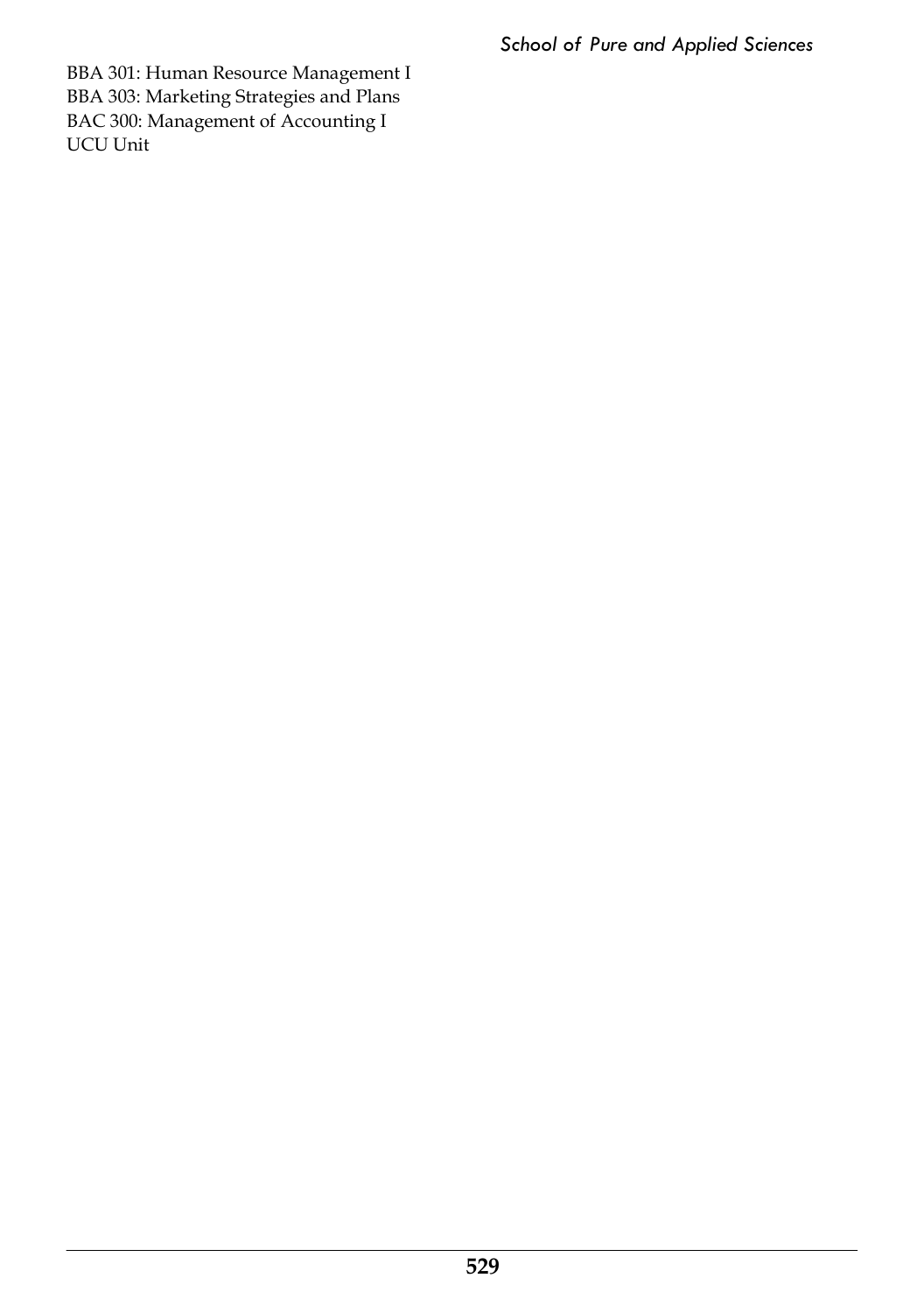BBA 301: Human Resource Management I
BBA 303: Marketing Strategies and Plans
BAC 300: Management of Accounting I
UCU Unit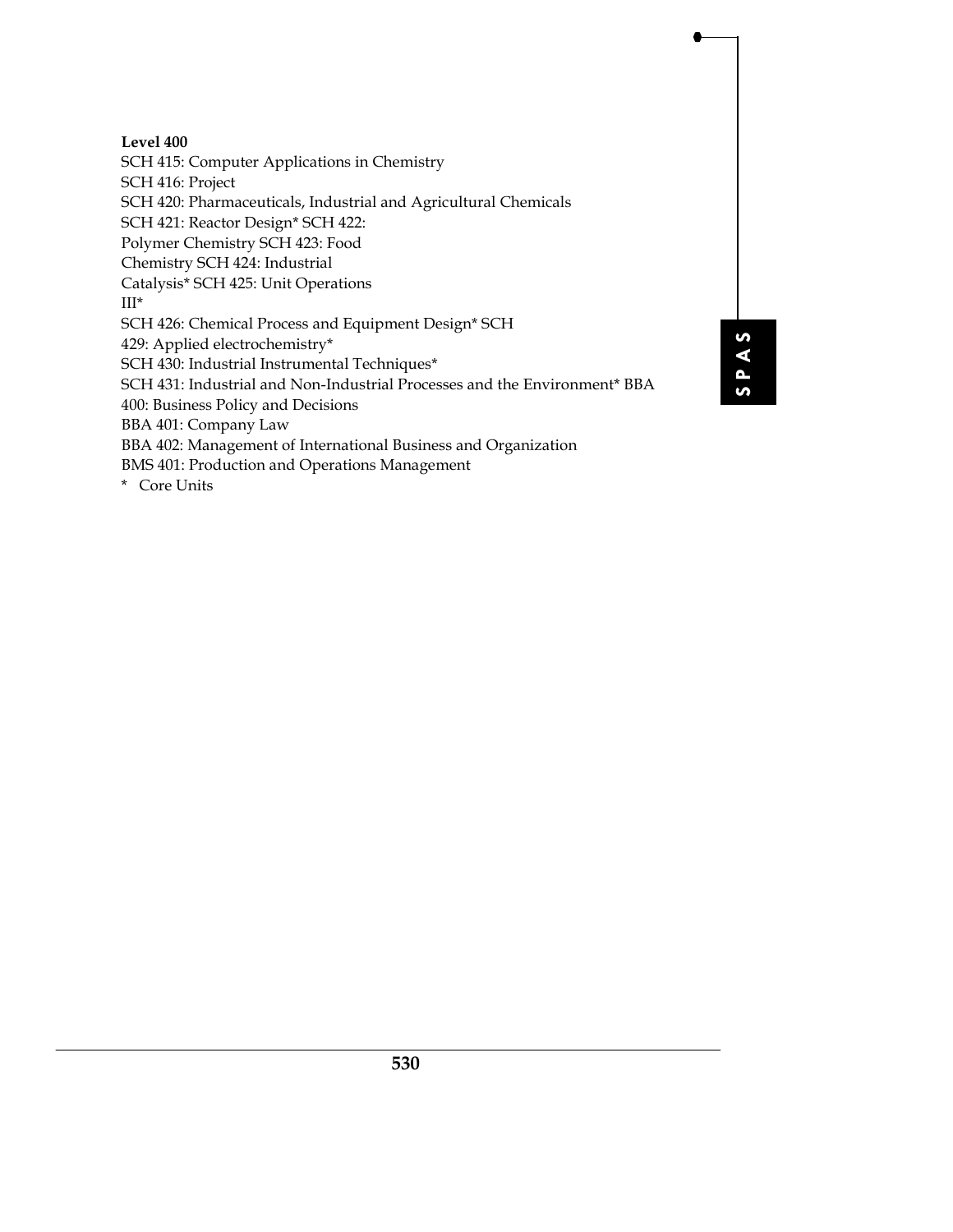**Level 400**

SCH 415: Computer Applications in Chemistry

SCH 416: Project

SCH 420: Pharmaceuticals, Industrial and Agricultural Chemicals

SCH 421: Reactor Design* SCH 422:

Polymer Chemistry SCH 423: Food

Chemistry SCH 424: Industrial

Catalysis* SCH 425: Unit Operations

III*

SCH 426: Chemical Process and Equipment Design* SCH

429: Applied electrochemistry*

SCH 430: Industrial Instrumental Techniques*

SCH 431: Industrial and Non-Industrial Processes and the Environment* BBA

400: Business Policy and Decisions

BBA 401: Company Law

BBA 402: Management of International Business and Organization

BMS 401: Production and Operations Management

\* Core Units